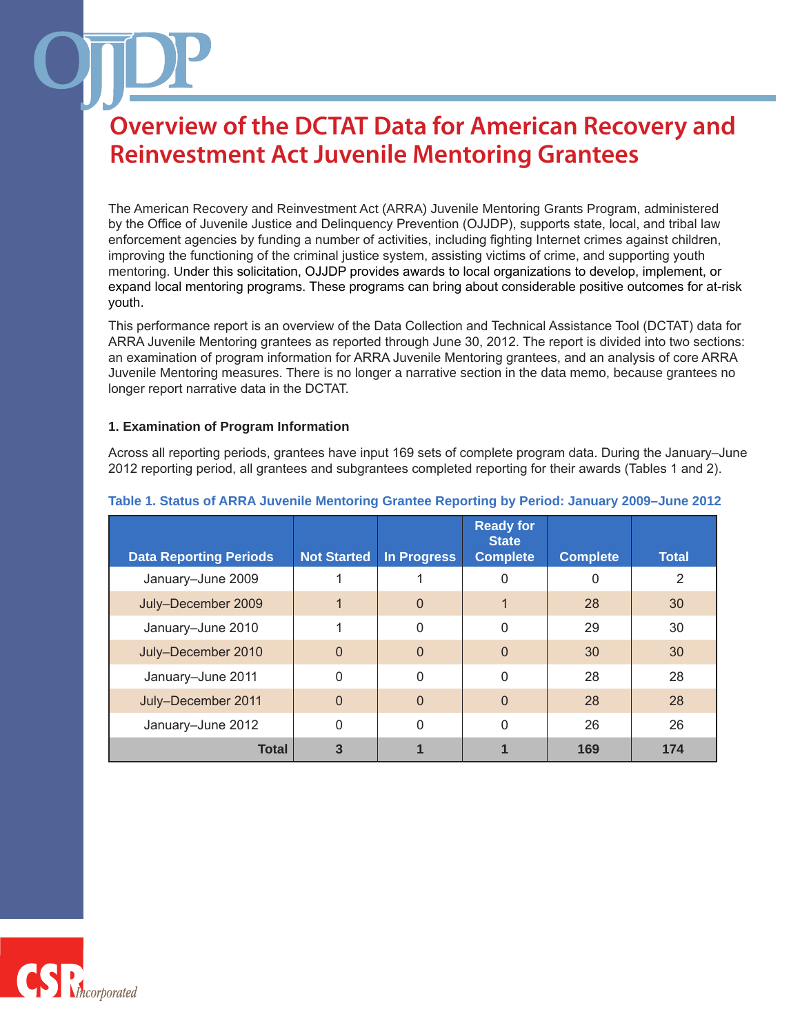# Overview of the DCTAT Data for American Recovery and Reinvestment Act Juvenile Mentoring Grantees

The American Recovery and Reinvestment Act (ARRA) Juvenile Mentoring Grants Program, administered by the Office of Juvenile Justice and Delinquency Prevention (OJJDP), supports state, local, and tribal law enforcement agencies by funding a number of activities, including fighting Internet crimes against children, improving the functioning of the criminal justice system, assisting victims of crime, and supporting youth mentoring. Under this solicitation, OJJDP provides awards to local organizations to develop, implement, or expand local mentoring programs. These programs can bring about considerable positive outcomes for at-risk youth.

This performance report is an overview of the Data Collection and Technical Assistance Tool (DCTAT) data for ARRA Juvenile Mentoring grantees as reported through June 30, 2012. The report is divided into two sections: an examination of program information for ARRA Juvenile Mentoring grantees, and an analysis of core ARRA Juvenile Mentoring measures. There is no longer a narrative section in the data memo, because grantees no longer report narrative data in the DCTAT.

### 1. Examination of Program Information

Across all reporting periods, grantees have input 169 sets of complete program data. During the January–June 2012 reporting period, all grantees and subgrantees completed reporting for their awards (Tables 1 and 2).

**Table 1. Status of ARRA Juvenile Mentoring Grantee Reporting by Period: January 2009–June 2012**

| Data Reporting Periods | Not Started | In Progress | Ready for State Complete | Complete | Total |
|---|---|---|---|---|---|
| January–June 2009 | 1 | 1 | 0 | 0 | 2 |
| July–December 2009 | 1 | 0 | 1 | 28 | 30 |
| January–June 2010 | 1 | 0 | 0 | 29 | 30 |
| July–December 2010 | 0 | 0 | 0 | 30 | 30 |
| January–June 2011 | 0 | 0 | 0 | 28 | 28 |
| July–December 2011 | 0 | 0 | 0 | 28 | 28 |
| January–June 2012 | 0 | 0 | 0 | 26 | 26 |
| **Total** | **3** | **1** | **1** | **169** | **174** |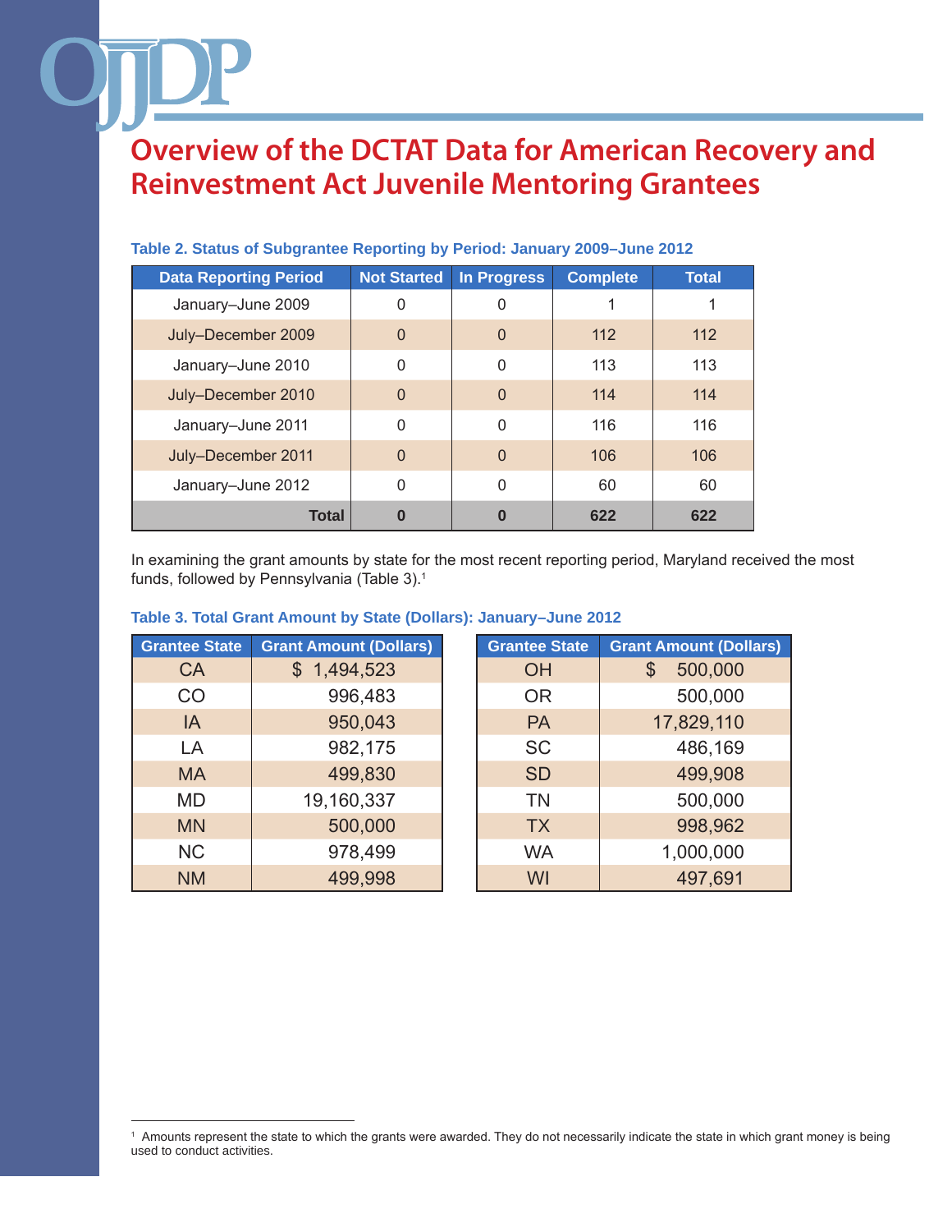# Overview of the DCTAT Data for American Recovery and Reinvestment Act Juvenile Mentoring Grantees

**Table 2. Status of Subgrantee Reporting by Period: January 2009–June 2012**

| Data Reporting Period | Not Started | In Progress | Complete | Total |
|---|---|---|---|---|
| January–June 2009 | 0 | 0 | 1 | 1 |
| July–December 2009 | 0 | 0 | 112 | 112 |
| January–June 2010 | 0 | 0 | 113 | 113 |
| July–December 2010 | 0 | 0 | 114 | 114 |
| January–June 2011 | 0 | 0 | 116 | 116 |
| July–December 2011 | 0 | 0 | 106 | 106 |
| January–June 2012 | 0 | 0 | 60 | 60 |
| **Total** | **0** | **0** | **622** | **622** |

In examining the grant amounts by state for the most recent reporting period, Maryland received the most funds, followed by Pennsylvania (Table 3).[1]

**Table 3. Total Grant Amount by State (Dollars): January–June 2012**

| Grantee State | Grant Amount (Dollars) |
|---|---|
| CA | $ 1,494,523 |
| CO | 996,483 |
| IA | 950,043 |
| LA | 982,175 |
| MA | 499,830 |
| MD | 19,160,337 |
| MN | 500,000 |
| NC | 978,499 |
| NM | 499,998 |
| OH | $ 500,000 |
| OR | 500,000 |
| PA | 17,829,110 |
| SC | 486,169 |
| SD | 499,908 |
| TN | 500,000 |
| TX | 998,962 |
| WA | 1,000,000 |
| WI | 497,691 |

[1] Amounts represent the state to which the grants were awarded. They do not necessarily indicate the state in which grant money is being used to conduct activities.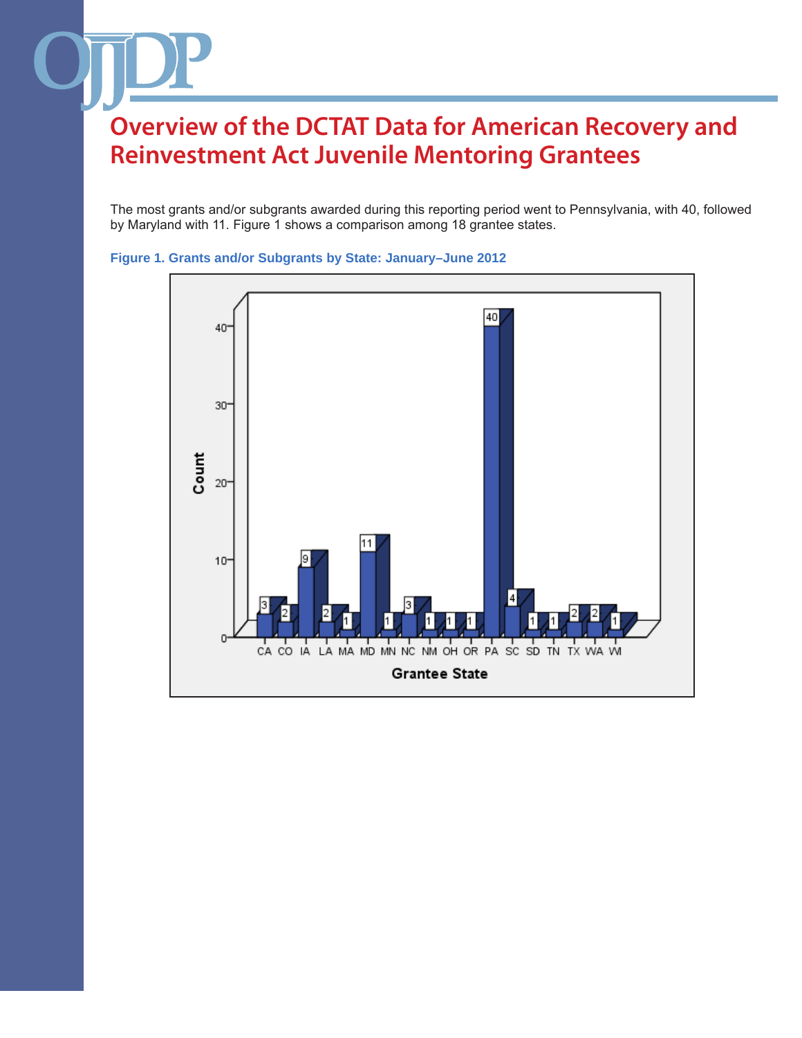# Overview of the DCTAT Data for American Recovery and Reinvestment Act Juvenile Mentoring Grantees

The most grants and/or subgrants awarded during this reporting period went to Pennsylvania, with 40, followed by Maryland with 11. Figure 1 shows a comparison among 18 grantee states.

**Figure 1. Grants and/or Subgrants by State: January–June 2012**

| Grantee State | Count |
|---|---|
| CA | 3 |
| CO | 2 |
| IA | 9 |
| LA | 2 |
| MA | 1 |
| MD | 11 |
| MN | 1 |
| NC | 3 |
| NM | 1 |
| OH | 1 |
| OR | 1 |
| PA | 40 |
| SC | 4 |
| SD | 1 |
| TN | 1 |
| TX | 2 |
| WA | 2 |
| WI | 1 |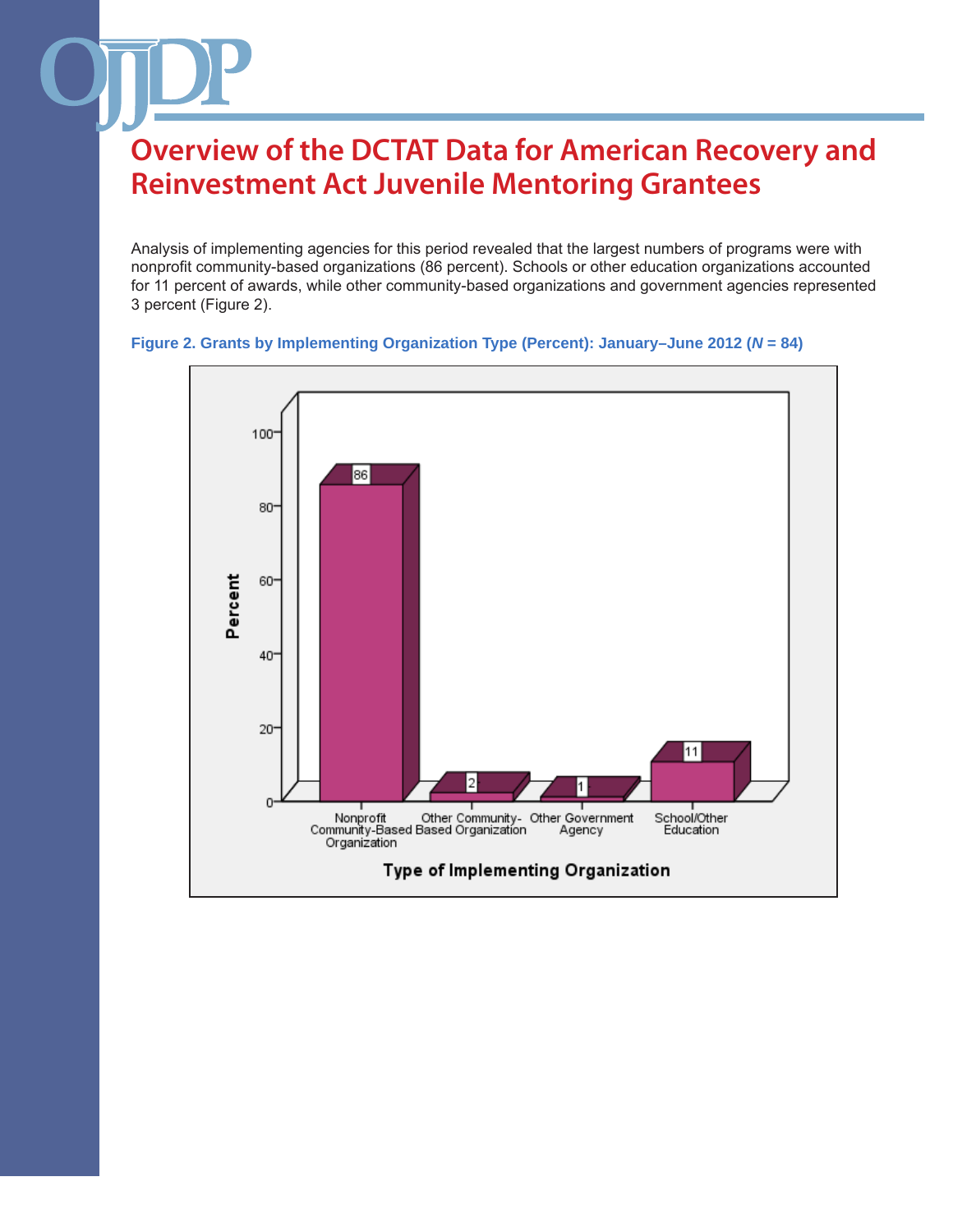# Overview of the DCTAT Data for American Recovery and Reinvestment Act Juvenile Mentoring Grantees

Analysis of implementing agencies for this period revealed that the largest numbers of programs were with nonprofit community-based organizations (86 percent). Schools or other education organizations accounted for 11 percent of awards, while other community-based organizations and government agencies represented 3 percent (Figure 2).

**Figure 2. Grants by Implementing Organization Type (Percent): January–June 2012 (*N* = 84)**

| Type of Implementing Organization | Percent |
|---|---|
| Nonprofit Community-Based Organization | 86 |
| Other Community-Based Organization | 2 |
| Other Government Agency | 1 |
| School/Other Education | 11 |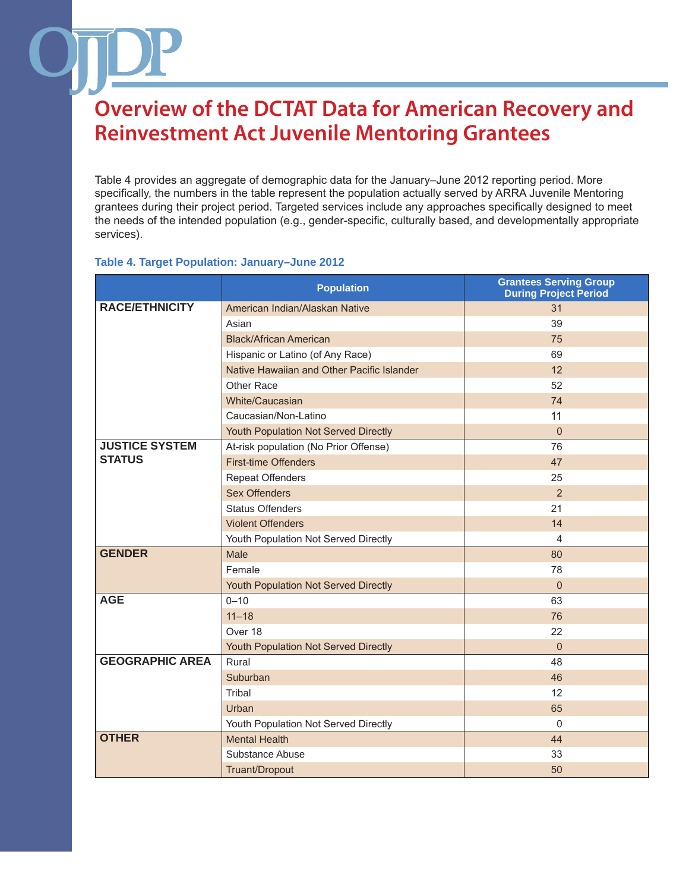# Overview of the DCTAT Data for American Recovery and Reinvestment Act Juvenile Mentoring Grantees

Table 4 provides an aggregate of demographic data for the January–June 2012 reporting period. More specifically, the numbers in the table represent the population actually served by ARRA Juvenile Mentoring grantees during their project period. Targeted services include any approaches specifically designed to meet the needs of the intended population (e.g., gender-specific, culturally based, and developmentally appropriate services).

**Table 4. Target Population: January–June 2012**

| | Population | Grantees Serving Group During Project Period |
|---|---|---|
| **RACE/ETHNICITY** | American Indian/Alaskan Native | 31 |
| | Asian | 39 |
| | Black/African American | 75 |
| | Hispanic or Latino (of Any Race) | 69 |
| | Native Hawaiian and Other Pacific Islander | 12 |
| | Other Race | 52 |
| | White/Caucasian | 74 |
| | Caucasian/Non-Latino | 11 |
| | Youth Population Not Served Directly | 0 |
| **JUSTICE SYSTEM STATUS** | At-risk population (No Prior Offense) | 76 |
| | First-time Offenders | 47 |
| | Repeat Offenders | 25 |
| | Sex Offenders | 2 |
| | Status Offenders | 21 |
| | Violent Offenders | 14 |
| | Youth Population Not Served Directly | 4 |
| **GENDER** | Male | 80 |
| | Female | 78 |
| | Youth Population Not Served Directly | 0 |
| **AGE** | 0–10 | 63 |
| | 11–18 | 76 |
| | Over 18 | 22 |
| | Youth Population Not Served Directly | 0 |
| **GEOGRAPHIC AREA** | Rural | 48 |
| | Suburban | 46 |
| | Tribal | 12 |
| | Urban | 65 |
| | Youth Population Not Served Directly | 0 |
| **OTHER** | Mental Health | 44 |
| | Substance Abuse | 33 |
| | Truant/Dropout | 50 |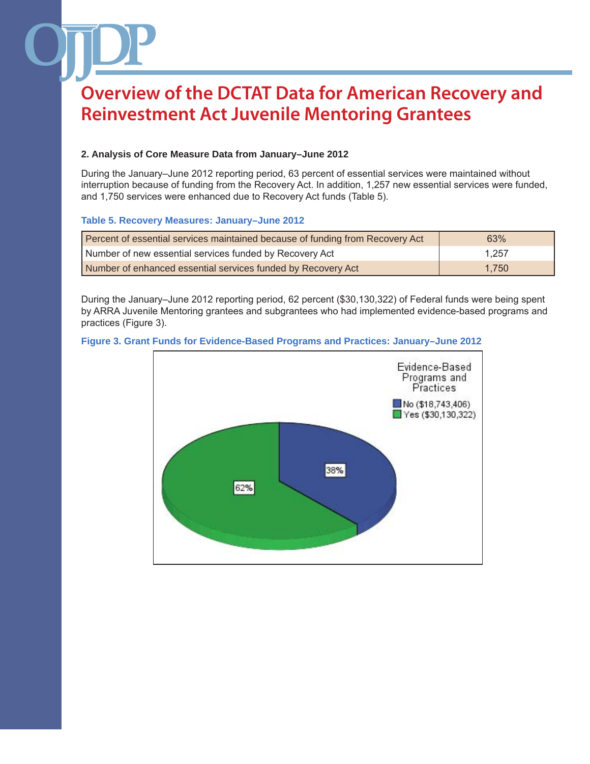# Overview of the DCTAT Data for American Recovery and Reinvestment Act Juvenile Mentoring Grantees

### 2. Analysis of Core Measure Data from January–June 2012

During the January–June 2012 reporting period, 63 percent of essential services were maintained without interruption because of funding from the Recovery Act. In addition, 1,257 new essential services were funded, and 1,750 services were enhanced due to Recovery Act funds (Table 5).

**Table 5. Recovery Measures: January–June 2012**

| | |
|---|---|
| Percent of essential services maintained because of funding from Recovery Act | 63% |
| Number of new essential services funded by Recovery Act | 1,257 |
| Number of enhanced essential services funded by Recovery Act | 1,750 |

During the January–June 2012 reporting period, 62 percent ($30,130,322) of Federal funds were being spent by ARRA Juvenile Mentoring grantees and subgrantees who had implemented evidence-based programs and practices (Figure 3).

**Figure 3. Grant Funds for Evidence-Based Programs and Practices: January–June 2012**

Evidence-Based Programs and Practices
- No ($18,743,406) — 38%
- Yes ($30,130,322) — 62%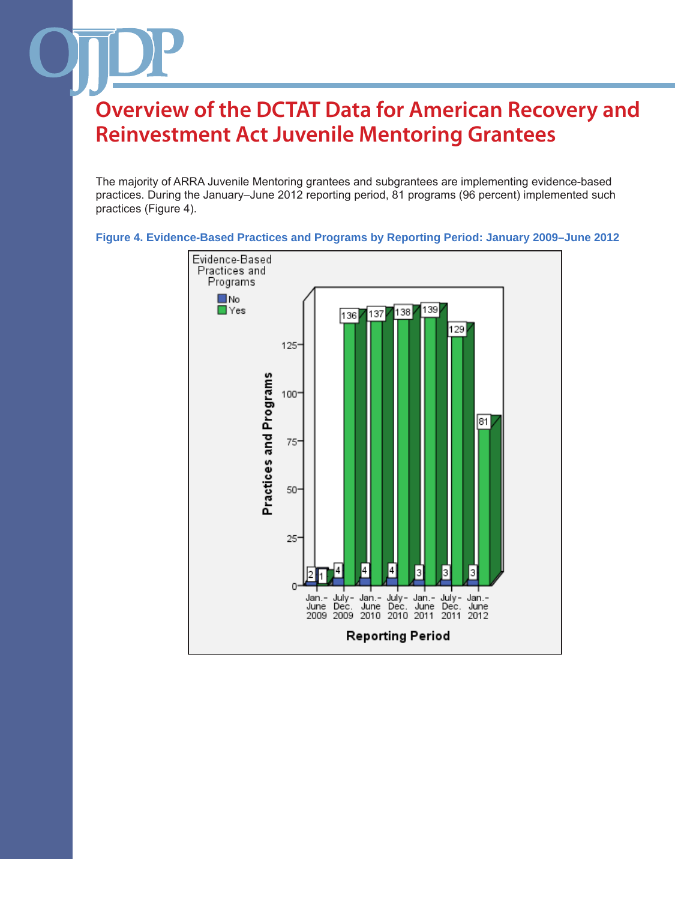# Overview of the DCTAT Data for American Recovery and Reinvestment Act Juvenile Mentoring Grantees

The majority of ARRA Juvenile Mentoring grantees and subgrantees are implementing evidence-based practices. During the January–June 2012 reporting period, 81 programs (96 percent) implemented such practices (Figure 4).

**Figure 4. Evidence-Based Practices and Programs by Reporting Period: January 2009–June 2012**

| Reporting Period | No | Yes |
|---|---|---|
| Jan.–June 2009 | 2 | 1 |
| July–Dec. 2009 | 4 | 136 |
| Jan.–June 2010 | 4 | 137 |
| July–Dec. 2010 | 4 | 138 |
| Jan.–June 2011 | 3 | 139 |
| July–Dec. 2011 | 3 | 129 |
| Jan.–June 2012 | 3 | 81 |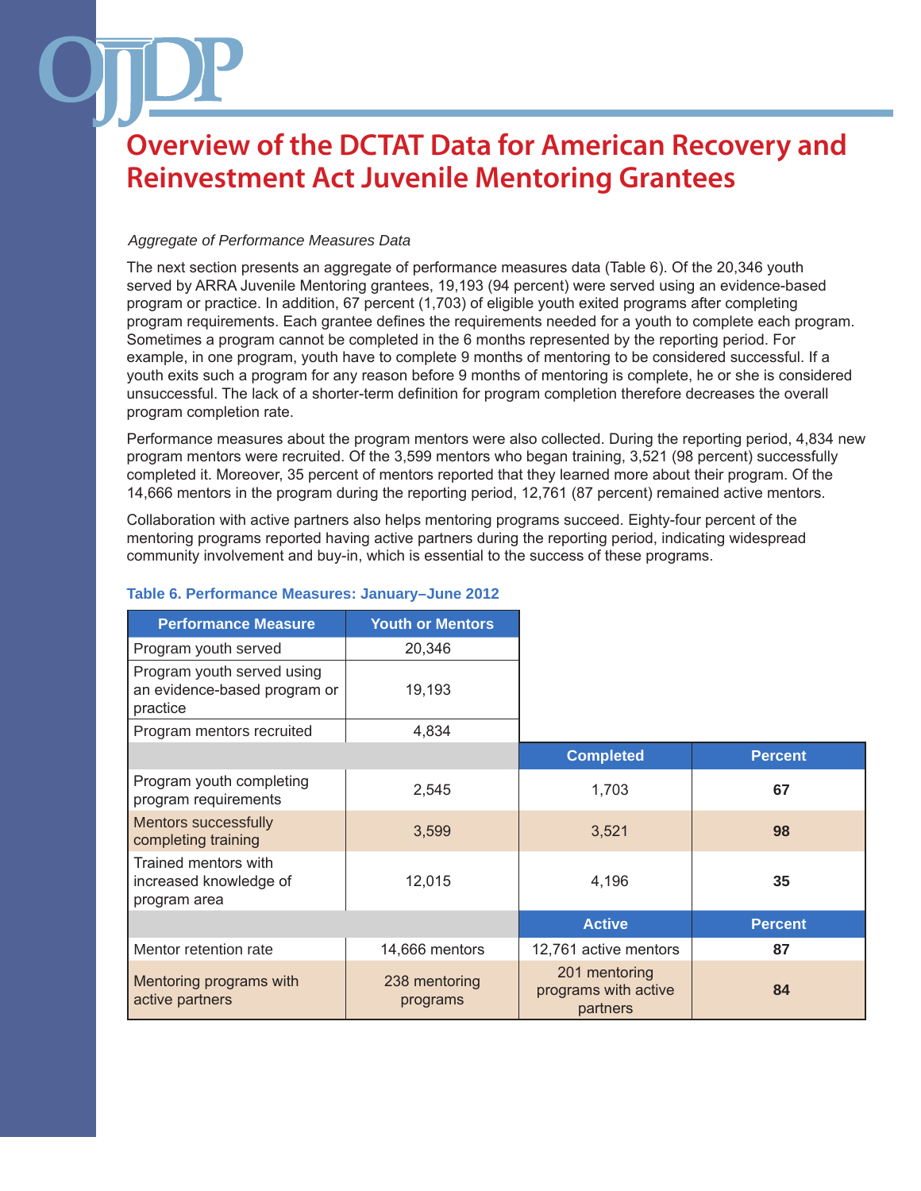# Overview of the DCTAT Data for American Recovery and Reinvestment Act Juvenile Mentoring Grantees

*Aggregate of Performance Measures Data*

The next section presents an aggregate of performance measures data (Table 6). Of the 20,346 youth served by ARRA Juvenile Mentoring grantees, 19,193 (94 percent) were served using an evidence-based program or practice. In addition, 67 percent (1,703) of eligible youth exited programs after completing program requirements. Each grantee defines the requirements needed for a youth to complete each program. Sometimes a program cannot be completed in the 6 months represented by the reporting period. For example, in one program, youth have to complete 9 months of mentoring to be considered successful. If a youth exits such a program for any reason before 9 months of mentoring is complete, he or she is considered unsuccessful. The lack of a shorter-term definition for program completion therefore decreases the overall program completion rate.

Performance measures about the program mentors were also collected. During the reporting period, 4,834 new program mentors were recruited. Of the 3,599 mentors who began training, 3,521 (98 percent) successfully completed it. Moreover, 35 percent of mentors reported that they learned more about their program. Of the 14,666 mentors in the program during the reporting period, 12,761 (87 percent) remained active mentors.

Collaboration with active partners also helps mentoring programs succeed. Eighty-four percent of the mentoring programs reported having active partners during the reporting period, indicating widespread community involvement and buy-in, which is essential to the success of these programs.

**Table 6. Performance Measures: January–June 2012**

| Performance Measure | Youth or Mentors | | |
|---|---|---|---|
| Program youth served | 20,346 | | |
| Program youth served using an evidence-based program or practice | 19,193 | | |
| Program mentors recruited | 4,834 | | |
| | | **Completed** | **Percent** |
| Program youth completing program requirements | 2,545 | 1,703 | **67** |
| Mentors successfully completing training | 3,599 | 3,521 | **98** |
| Trained mentors with increased knowledge of program area | 12,015 | 4,196 | **35** |
| | | **Active** | **Percent** |
| Mentor retention rate | 14,666 mentors | 12,761 active mentors | **87** |
| Mentoring programs with active partners | 238 mentoring programs | 201 mentoring programs with active partners | **84** |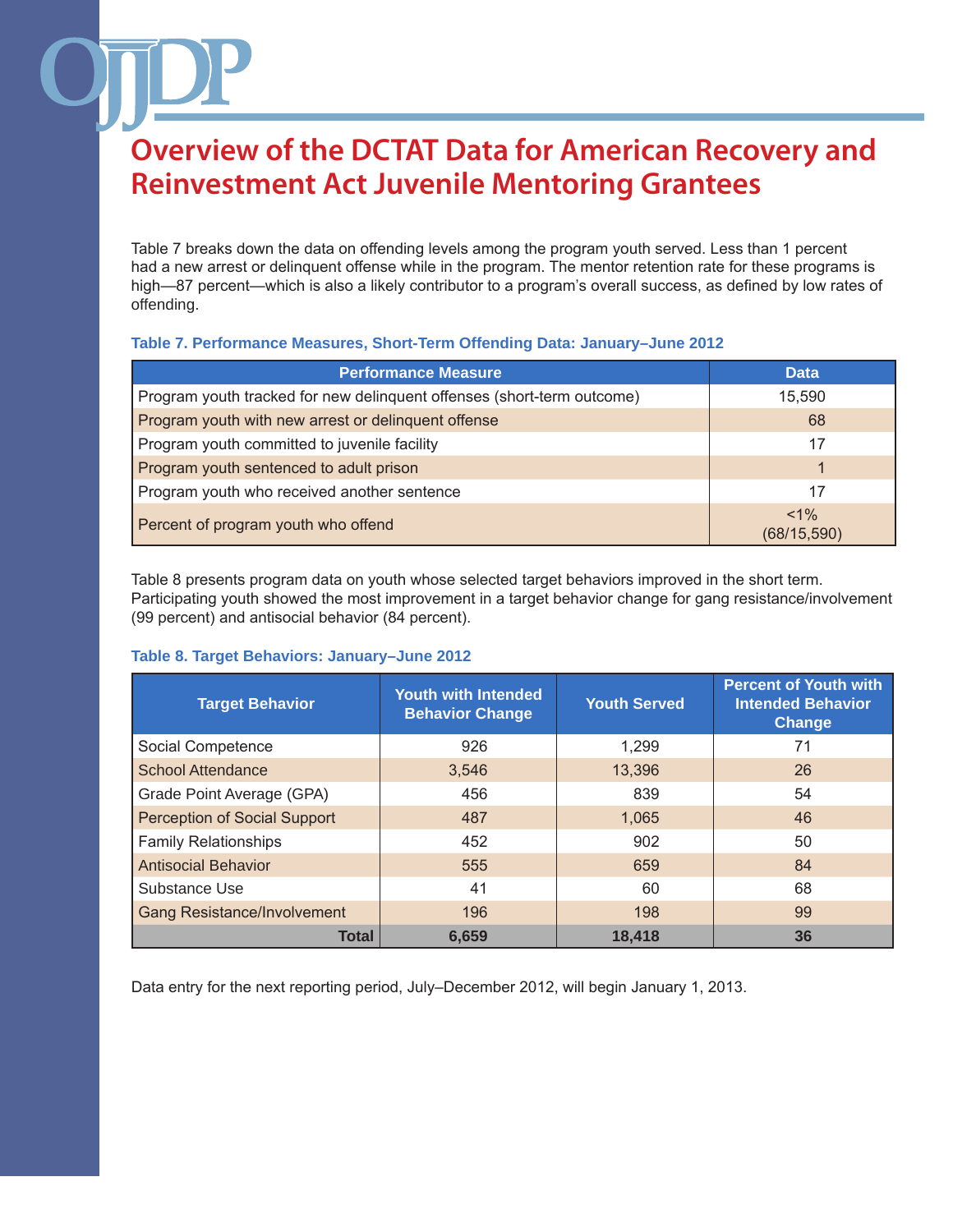# Overview of the DCTAT Data for American Recovery and Reinvestment Act Juvenile Mentoring Grantees

Table 7 breaks down the data on offending levels among the program youth served. Less than 1 percent had a new arrest or delinquent offense while in the program. The mentor retention rate for these programs is high—87 percent—which is also a likely contributor to a program's overall success, as defined by low rates of offending.

### Table 7. Performance Measures, Short-Term Offending Data: January–June 2012

| Performance Measure | Data |
|---|---|
| Program youth tracked for new delinquent offenses (short-term outcome) | 15,590 |
| Program youth with new arrest or delinquent offense | 68 |
| Program youth committed to juvenile facility | 17 |
| Program youth sentenced to adult prison | 1 |
| Program youth who received another sentence | 17 |
| Percent of program youth who offend | <1% (68/15,590) |

Table 8 presents program data on youth whose selected target behaviors improved in the short term. Participating youth showed the most improvement in a target behavior change for gang resistance/involvement (99 percent) and antisocial behavior (84 percent).

### Table 8. Target Behaviors: January–June 2012

| Target Behavior | Youth with Intended Behavior Change | Youth Served | Percent of Youth with Intended Behavior Change |
|---|---|---|---|
| Social Competence | 926 | 1,299 | 71 |
| School Attendance | 3,546 | 13,396 | 26 |
| Grade Point Average (GPA) | 456 | 839 | 54 |
| Perception of Social Support | 487 | 1,065 | 46 |
| Family Relationships | 452 | 902 | 50 |
| Antisocial Behavior | 555 | 659 | 84 |
| Substance Use | 41 | 60 | 68 |
| Gang Resistance/Involvement | 196 | 198 | 99 |
| **Total** | **6,659** | **18,418** | **36** |

Data entry for the next reporting period, July–December 2012, will begin January 1, 2013.